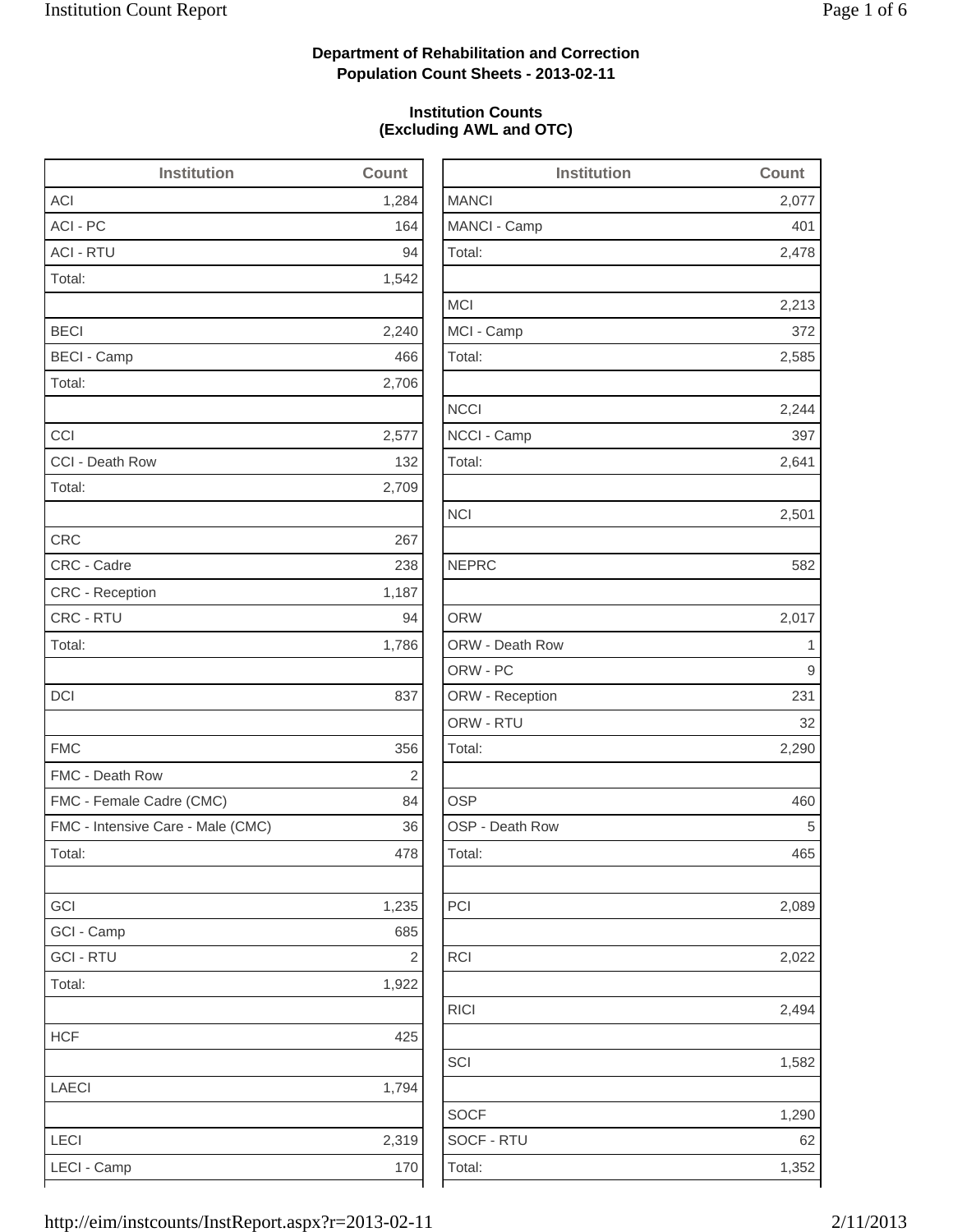**Department of Rehabilitation and Correction**
**Population Count Sheets - 2013-02-11**

**Institution Counts**
**(Excluding AWL and OTC)**

| Institution | Count |
|---|---|
| ACI | 1,284 |
| ACI - PC | 164 |
| ACI - RTU | 94 |
| Total: | 1,542 |
| | |
| BECI | 2,240 |
| BECI - Camp | 466 |
| Total: | 2,706 |
| | |
| CCI | 2,577 |
| CCI - Death Row | 132 |
| Total: | 2,709 |
| | |
| CRC | 267 |
| CRC - Cadre | 238 |
| CRC - Reception | 1,187 |
| CRC - RTU | 94 |
| Total: | 1,786 |
| | |
| DCI | 837 |
| | |
| FMC | 356 |
| FMC - Death Row | 2 |
| FMC - Female Cadre (CMC) | 84 |
| FMC - Intensive Care - Male (CMC) | 36 |
| Total: | 478 |
| | |
| GCI | 1,235 |
| GCI - Camp | 685 |
| GCI - RTU | 2 |
| Total: | 1,922 |
| | |
| HCF | 425 |
| | |
| LAECI | 1,794 |
| | |
| LECI | 2,319 |
| LECI - Camp | 170 |

| Institution | Count |
|---|---|
| MANCI | 2,077 |
| MANCI - Camp | 401 |
| Total: | 2,478 |
| | |
| MCI | 2,213 |
| MCI - Camp | 372 |
| Total: | 2,585 |
| | |
| NCCI | 2,244 |
| NCCI - Camp | 397 |
| Total: | 2,641 |
| | |
| NCI | 2,501 |
| | |
| NEPRC | 582 |
| | |
| ORW | 2,017 |
| ORW - Death Row | 1 |
| ORW - PC | 9 |
| ORW - Reception | 231 |
| ORW - RTU | 32 |
| Total: | 2,290 |
| | |
| OSP | 460 |
| OSP - Death Row | 5 |
| Total: | 465 |
| | |
| PCI | 2,089 |
| | |
| RCI | 2,022 |
| | |
| RICI | 2,494 |
| | |
| SCI | 1,582 |
| | |
| SOCF | 1,290 |
| SOCF - RTU | 62 |
| Total: | 1,352 |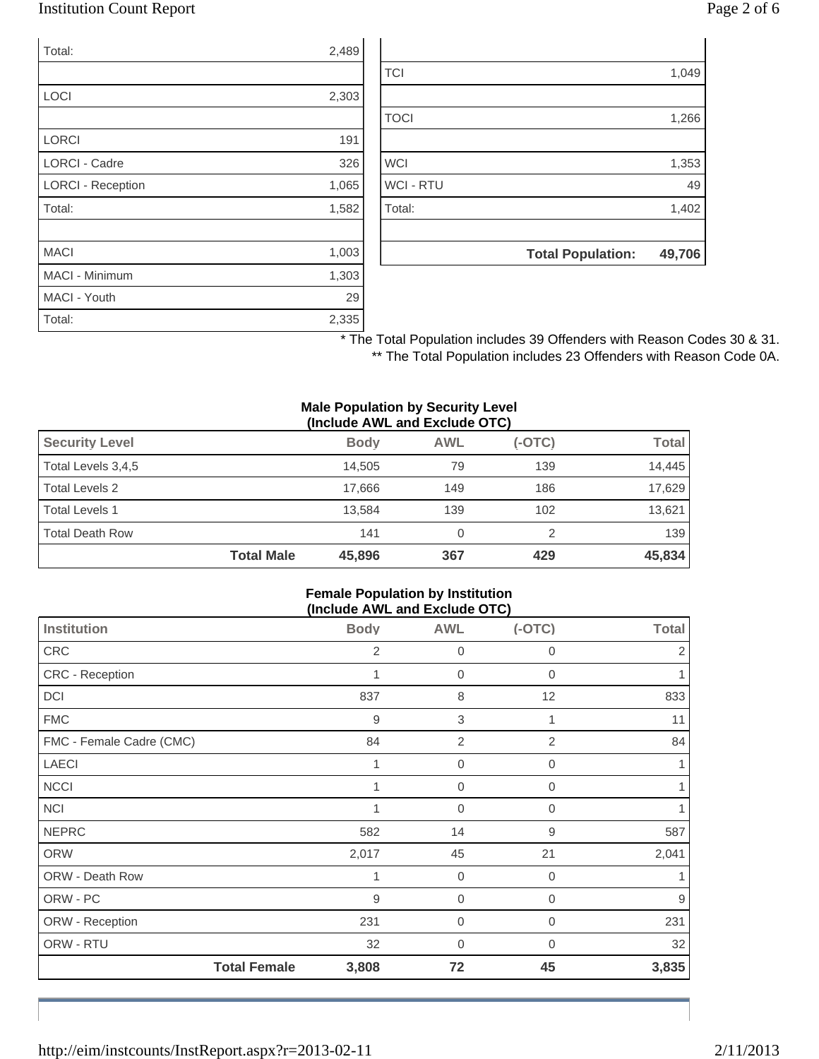| | |
|---|---|
| Total: | 2,489 |
| | |
| LOCI | 2,303 |
| | |
| LORCI | 191 |
| LORCI - Cadre | 326 |
| LORCI - Reception | 1,065 |
| Total: | 1,582 |
| | |
| MACI | 1,003 |
| MACI - Minimum | 1,303 |
| MACI - Youth | 29 |
| Total: | 2,335 |

| | |
|---|---|
| | |
| TCI | 1,049 |
| | |
| TOCI | 1,266 |
| | |
| WCI | 1,353 |
| WCI - RTU | 49 |
| Total: | 1,402 |
| | |
| **Total Population:** | **49,706** |

\* The Total Population includes 39 Offenders with Reason Codes 30 & 31.

\** The Total Population includes 23 Offenders with Reason Code 0A.

**Male Population by Security Level (Include AWL and Exclude OTC)**

| Security Level | Body | AWL | (-OTC) | Total |
|---|---|---|---|---|
| Total Levels 3,4,5 | 14,505 | 79 | 139 | 14,445 |
| Total Levels 2 | 17,666 | 149 | 186 | 17,629 |
| Total Levels 1 | 13,584 | 139 | 102 | 13,621 |
| Total Death Row | 141 | 0 | 2 | 139 |
| **Total Male** | **45,896** | **367** | **429** | **45,834** |

**Female Population by Institution (Include AWL and Exclude OTC)**

| Institution | Body | AWL | (-OTC) | Total |
|---|---|---|---|---|
| CRC | 2 | 0 | 0 | 2 |
| CRC - Reception | 1 | 0 | 0 | 1 |
| DCI | 837 | 8 | 12 | 833 |
| FMC | 9 | 3 | 1 | 11 |
| FMC - Female Cadre (CMC) | 84 | 2 | 2 | 84 |
| LAECI | 1 | 0 | 0 | 1 |
| NCCI | 1 | 0 | 0 | 1 |
| NCI | 1 | 0 | 0 | 1 |
| NEPRC | 582 | 14 | 9 | 587 |
| ORW | 2,017 | 45 | 21 | 2,041 |
| ORW - Death Row | 1 | 0 | 0 | 1 |
| ORW - PC | 9 | 0 | 0 | 9 |
| ORW - Reception | 231 | 0 | 0 | 231 |
| ORW - RTU | 32 | 0 | 0 | 32 |
| **Total Female** | **3,808** | **72** | **45** | **3,835** |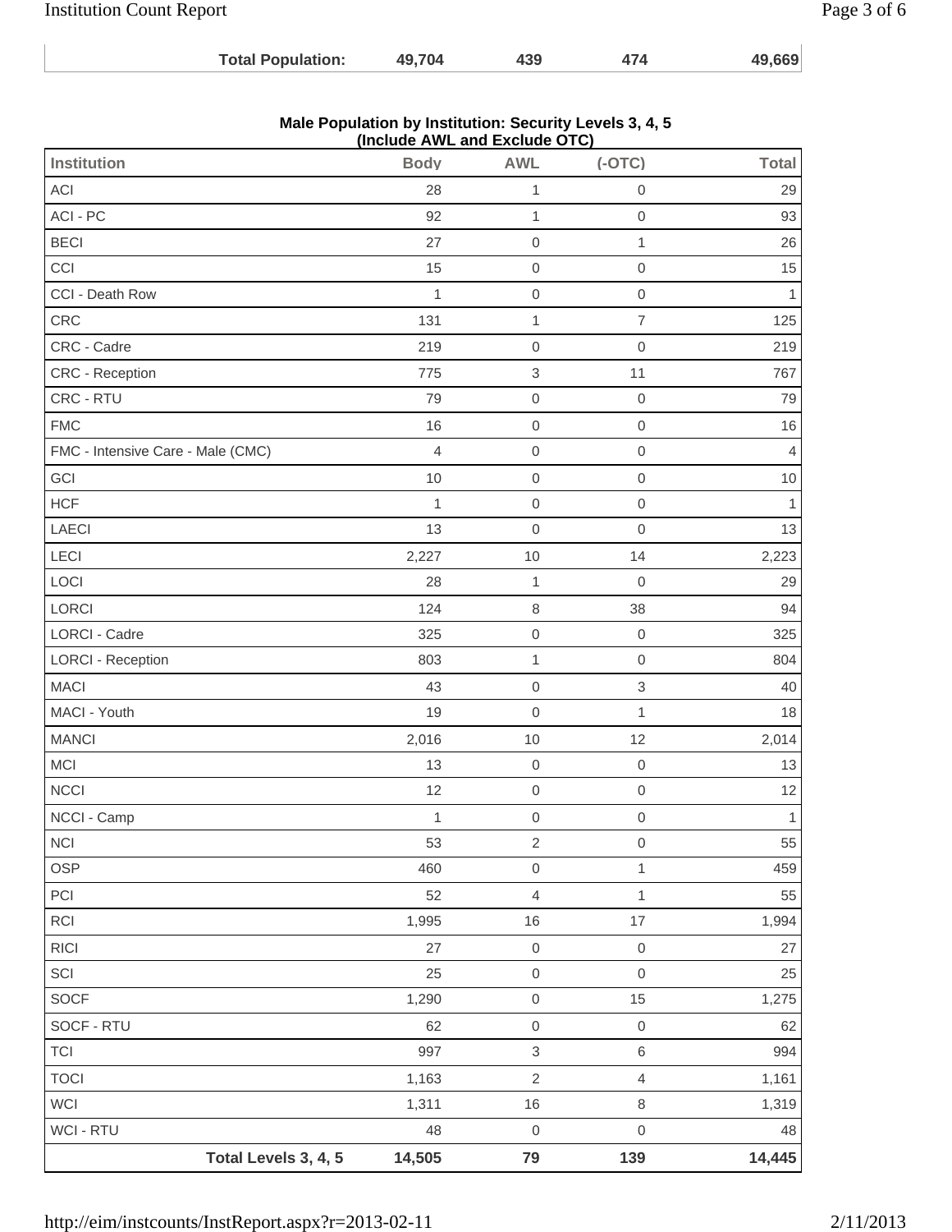| Total Population: | 49,704 | 439 | 474 | 49,669 |
|---|---|---|---|---|

**Male Population by Institution: Security Levels 3, 4, 5 (Include AWL and Exclude OTC)**

| Institution | Body | AWL | (-OTC) | Total |
|---|---|---|---|---|
| ACI | 28 | 1 | 0 | 29 |
| ACI - PC | 92 | 1 | 0 | 93 |
| BECI | 27 | 0 | 1 | 26 |
| CCI | 15 | 0 | 0 | 15 |
| CCI - Death Row | 1 | 0 | 0 | 1 |
| CRC | 131 | 1 | 7 | 125 |
| CRC - Cadre | 219 | 0 | 0 | 219 |
| CRC - Reception | 775 | 3 | 11 | 767 |
| CRC - RTU | 79 | 0 | 0 | 79 |
| FMC | 16 | 0 | 0 | 16 |
| FMC - Intensive Care - Male (CMC) | 4 | 0 | 0 | 4 |
| GCI | 10 | 0 | 0 | 10 |
| HCF | 1 | 0 | 0 | 1 |
| LAECI | 13 | 0 | 0 | 13 |
| LECI | 2,227 | 10 | 14 | 2,223 |
| LOCI | 28 | 1 | 0 | 29 |
| LORCI | 124 | 8 | 38 | 94 |
| LORCI - Cadre | 325 | 0 | 0 | 325 |
| LORCI - Reception | 803 | 1 | 0 | 804 |
| MACI | 43 | 0 | 3 | 40 |
| MACI - Youth | 19 | 0 | 1 | 18 |
| MANCI | 2,016 | 10 | 12 | 2,014 |
| MCI | 13 | 0 | 0 | 13 |
| NCCI | 12 | 0 | 0 | 12 |
| NCCI - Camp | 1 | 0 | 0 | 1 |
| NCI | 53 | 2 | 0 | 55 |
| OSP | 460 | 0 | 1 | 459 |
| PCI | 52 | 4 | 1 | 55 |
| RCI | 1,995 | 16 | 17 | 1,994 |
| RICI | 27 | 0 | 0 | 27 |
| SCI | 25 | 0 | 0 | 25 |
| SOCF | 1,290 | 0 | 15 | 1,275 |
| SOCF - RTU | 62 | 0 | 0 | 62 |
| TCI | 997 | 3 | 6 | 994 |
| TOCI | 1,163 | 2 | 4 | 1,161 |
| WCI | 1,311 | 16 | 8 | 1,319 |
| WCI - RTU | 48 | 0 | 0 | 48 |
| **Total Levels 3, 4, 5** | **14,505** | **79** | **139** | **14,445** |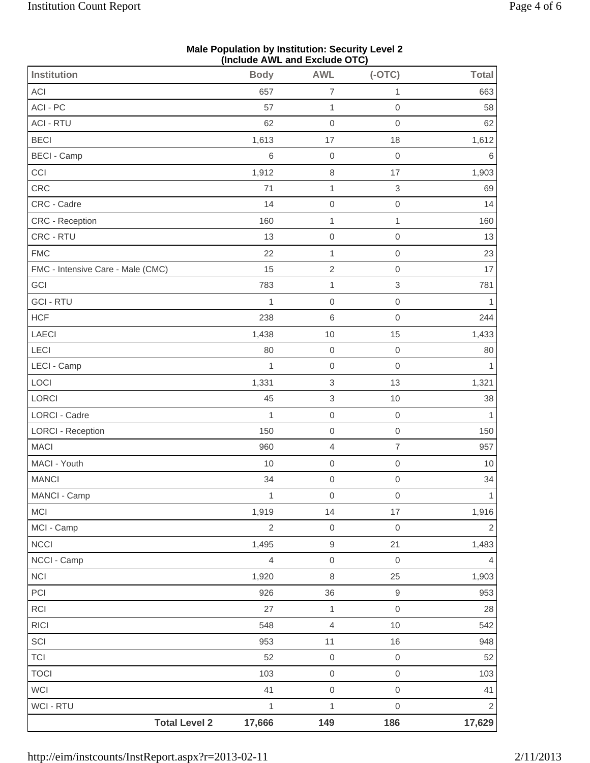**Male Population by Institution: Security Level 2**
**(Include AWL and Exclude OTC)**

| Institution | Body | AWL | (-OTC) | Total |
|---|---|---|---|---|
| ACI | 657 | 7 | 1 | 663 |
| ACI - PC | 57 | 1 | 0 | 58 |
| ACI - RTU | 62 | 0 | 0 | 62 |
| BECI | 1,613 | 17 | 18 | 1,612 |
| BECI - Camp | 6 | 0 | 0 | 6 |
| CCI | 1,912 | 8 | 17 | 1,903 |
| CRC | 71 | 1 | 3 | 69 |
| CRC - Cadre | 14 | 0 | 0 | 14 |
| CRC - Reception | 160 | 1 | 1 | 160 |
| CRC - RTU | 13 | 0 | 0 | 13 |
| FMC | 22 | 1 | 0 | 23 |
| FMC - Intensive Care - Male (CMC) | 15 | 2 | 0 | 17 |
| GCI | 783 | 1 | 3 | 781 |
| GCI - RTU | 1 | 0 | 0 | 1 |
| HCF | 238 | 6 | 0 | 244 |
| LAECI | 1,438 | 10 | 15 | 1,433 |
| LECI | 80 | 0 | 0 | 80 |
| LECI - Camp | 1 | 0 | 0 | 1 |
| LOCI | 1,331 | 3 | 13 | 1,321 |
| LORCI | 45 | 3 | 10 | 38 |
| LORCI - Cadre | 1 | 0 | 0 | 1 |
| LORCI - Reception | 150 | 0 | 0 | 150 |
| MACI | 960 | 4 | 7 | 957 |
| MACI - Youth | 10 | 0 | 0 | 10 |
| MANCI | 34 | 0 | 0 | 34 |
| MANCI - Camp | 1 | 0 | 0 | 1 |
| MCI | 1,919 | 14 | 17 | 1,916 |
| MCI - Camp | 2 | 0 | 0 | 2 |
| NCCI | 1,495 | 9 | 21 | 1,483 |
| NCCI - Camp | 4 | 0 | 0 | 4 |
| NCI | 1,920 | 8 | 25 | 1,903 |
| PCI | 926 | 36 | 9 | 953 |
| RCI | 27 | 1 | 0 | 28 |
| RICI | 548 | 4 | 10 | 542 |
| SCI | 953 | 11 | 16 | 948 |
| TCI | 52 | 0 | 0 | 52 |
| TOCI | 103 | 0 | 0 | 103 |
| WCI | 41 | 0 | 0 | 41 |
| WCI - RTU | 1 | 1 | 0 | 2 |
| **Total Level 2** | **17,666** | **149** | **186** | **17,629** |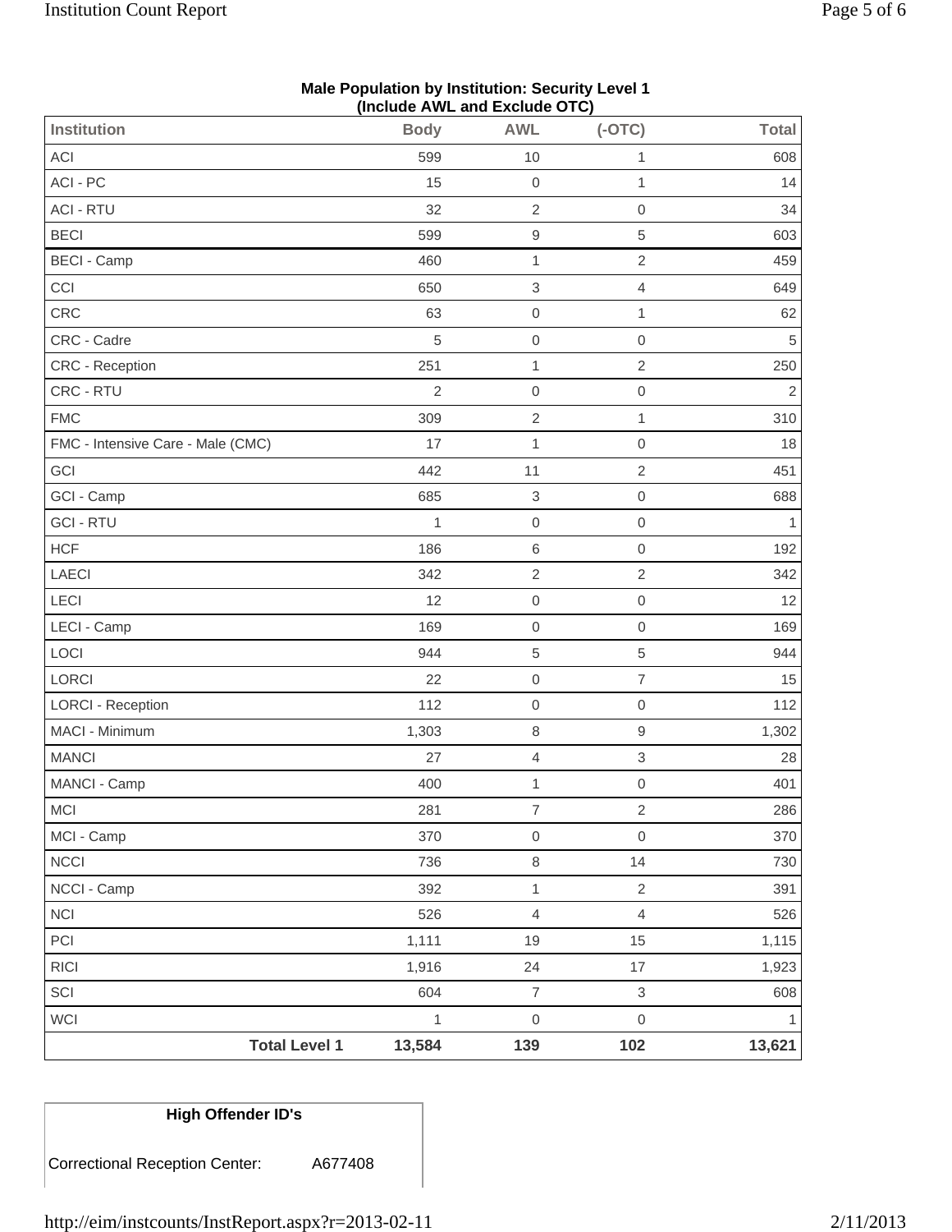**Male Population by Institution: Security Level 1**
**(Include AWL and Exclude OTC)**

| Institution | Body | AWL | (-OTC) | Total |
|---|---|---|---|---|
| ACI | 599 | 10 | 1 | 608 |
| ACI - PC | 15 | 0 | 1 | 14 |
| ACI - RTU | 32 | 2 | 0 | 34 |
| BECI | 599 | 9 | 5 | 603 |
| BECI - Camp | 460 | 1 | 2 | 459 |
| CCI | 650 | 3 | 4 | 649 |
| CRC | 63 | 0 | 1 | 62 |
| CRC - Cadre | 5 | 0 | 0 | 5 |
| CRC - Reception | 251 | 1 | 2 | 250 |
| CRC - RTU | 2 | 0 | 0 | 2 |
| FMC | 309 | 2 | 1 | 310 |
| FMC - Intensive Care - Male (CMC) | 17 | 1 | 0 | 18 |
| GCI | 442 | 11 | 2 | 451 |
| GCI - Camp | 685 | 3 | 0 | 688 |
| GCI - RTU | 1 | 0 | 0 | 1 |
| HCF | 186 | 6 | 0 | 192 |
| LAECI | 342 | 2 | 2 | 342 |
| LECI | 12 | 0 | 0 | 12 |
| LECI - Camp | 169 | 0 | 0 | 169 |
| LOCI | 944 | 5 | 5 | 944 |
| LORCI | 22 | 0 | 7 | 15 |
| LORCI - Reception | 112 | 0 | 0 | 112 |
| MACI - Minimum | 1,303 | 8 | 9 | 1,302 |
| MANCI | 27 | 4 | 3 | 28 |
| MANCI - Camp | 400 | 1 | 0 | 401 |
| MCI | 281 | 7 | 2 | 286 |
| MCI - Camp | 370 | 0 | 0 | 370 |
| NCCI | 736 | 8 | 14 | 730 |
| NCCI - Camp | 392 | 1 | 2 | 391 |
| NCI | 526 | 4 | 4 | 526 |
| PCI | 1,111 | 19 | 15 | 1,115 |
| RICI | 1,916 | 24 | 17 | 1,923 |
| SCI | 604 | 7 | 3 | 608 |
| WCI | 1 | 0 | 0 | 1 |
| **Total Level 1** | **13,584** | **139** | **102** | **13,621** |

| High Offender ID's | |
|---|---|
| Correctional Reception Center: | A677408 |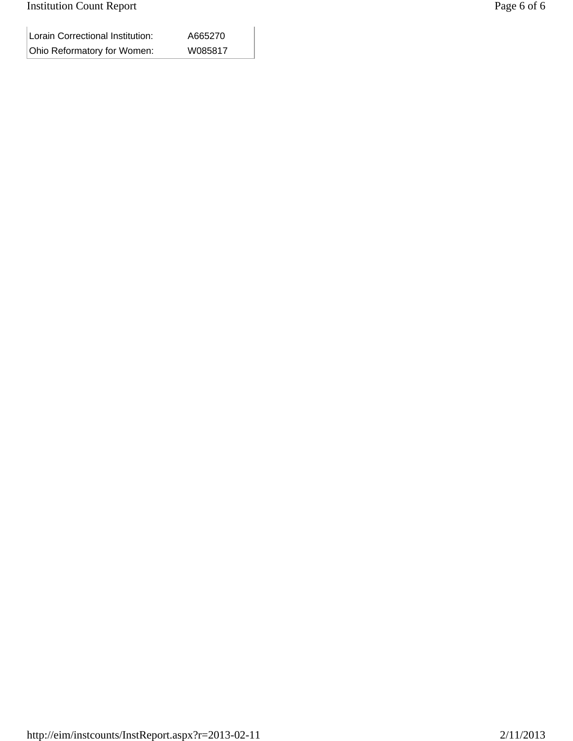| | |
|---|---|
| Lorain Correctional Institution: | A665270 |
| Ohio Reformatory for Women: | W085817 |